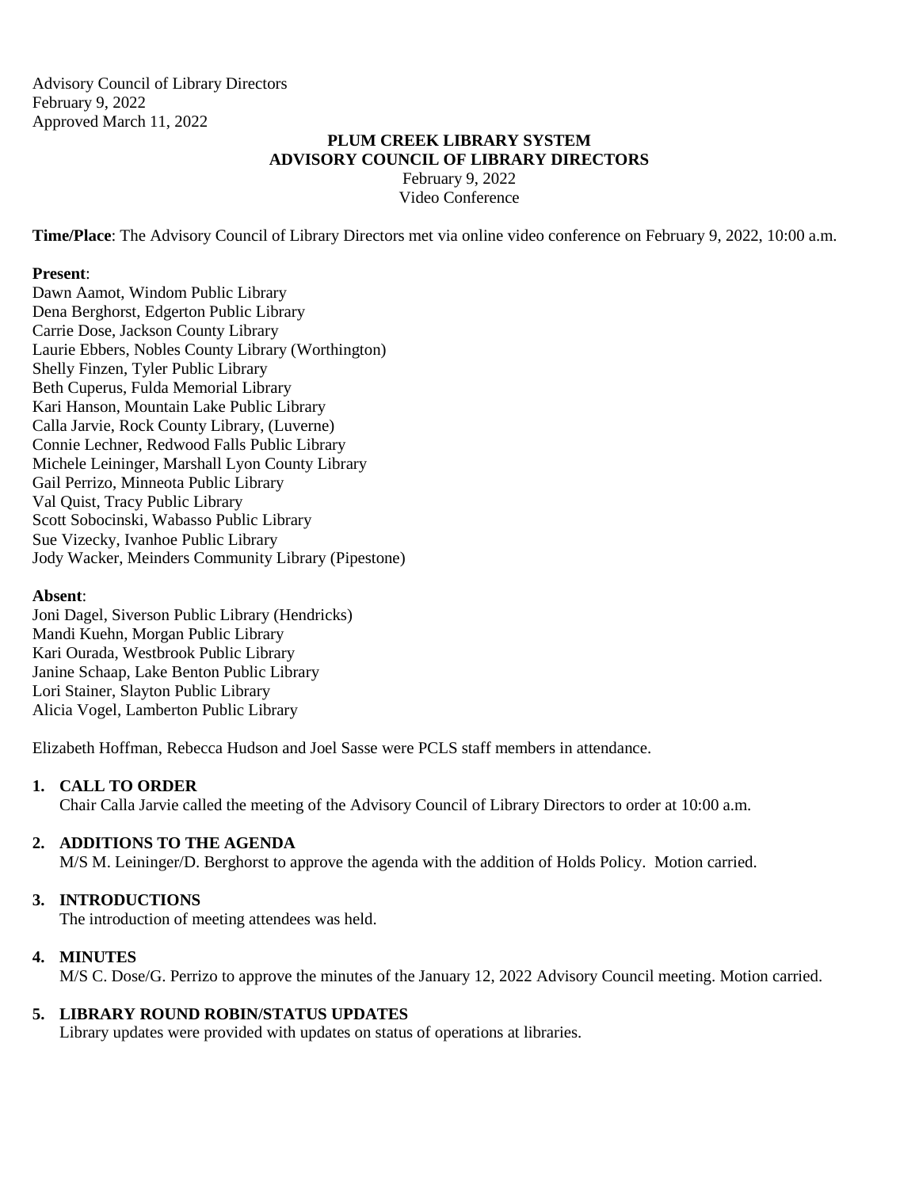Advisory Council of Library Directors
February 9, 2022
Approved March 11, 2022

# PLUM CREEK LIBRARY SYSTEM
## ADVISORY COUNCIL OF LIBRARY DIRECTORS

February 9, 2022
Video Conference

**Time/Place**: The Advisory Council of Library Directors met via online video conference on February 9, 2022, 10:00 a.m.

**Present**:
Dawn Aamot, Windom Public Library
Dena Berghorst, Edgerton Public Library
Carrie Dose, Jackson County Library
Laurie Ebbers, Nobles County Library (Worthington)
Shelly Finzen, Tyler Public Library
Beth Cuperus, Fulda Memorial Library
Kari Hanson, Mountain Lake Public Library
Calla Jarvie, Rock County Library, (Luverne)
Connie Lechner, Redwood Falls Public Library
Michele Leininger, Marshall Lyon County Library
Gail Perrizo, Minneota Public Library
Val Quist, Tracy Public Library
Scott Sobocinski, Wabasso Public Library
Sue Vizecky, Ivanhoe Public Library
Jody Wacker, Meinders Community Library (Pipestone)

**Absent**:
Joni Dagel, Siverson Public Library (Hendricks)
Mandi Kuehn, Morgan Public Library
Kari Ourada, Westbrook Public Library
Janine Schaap, Lake Benton Public Library
Lori Stainer, Slayton Public Library
Alicia Vogel, Lamberton Public Library

Elizabeth Hoffman, Rebecca Hudson and Joel Sasse were PCLS staff members in attendance.

**1. CALL TO ORDER**
Chair Calla Jarvie called the meeting of the Advisory Council of Library Directors to order at 10:00 a.m.

**2. ADDITIONS TO THE AGENDA**
M/S M. Leininger/D. Berghorst to approve the agenda with the addition of Holds Policy. Motion carried.

**3. INTRODUCTIONS**
The introduction of meeting attendees was held.

**4. MINUTES**
M/S C. Dose/G. Perrizo to approve the minutes of the January 12, 2022 Advisory Council meeting. Motion carried.

**5. LIBRARY ROUND ROBIN/STATUS UPDATES**
Library updates were provided with updates on status of operations at libraries.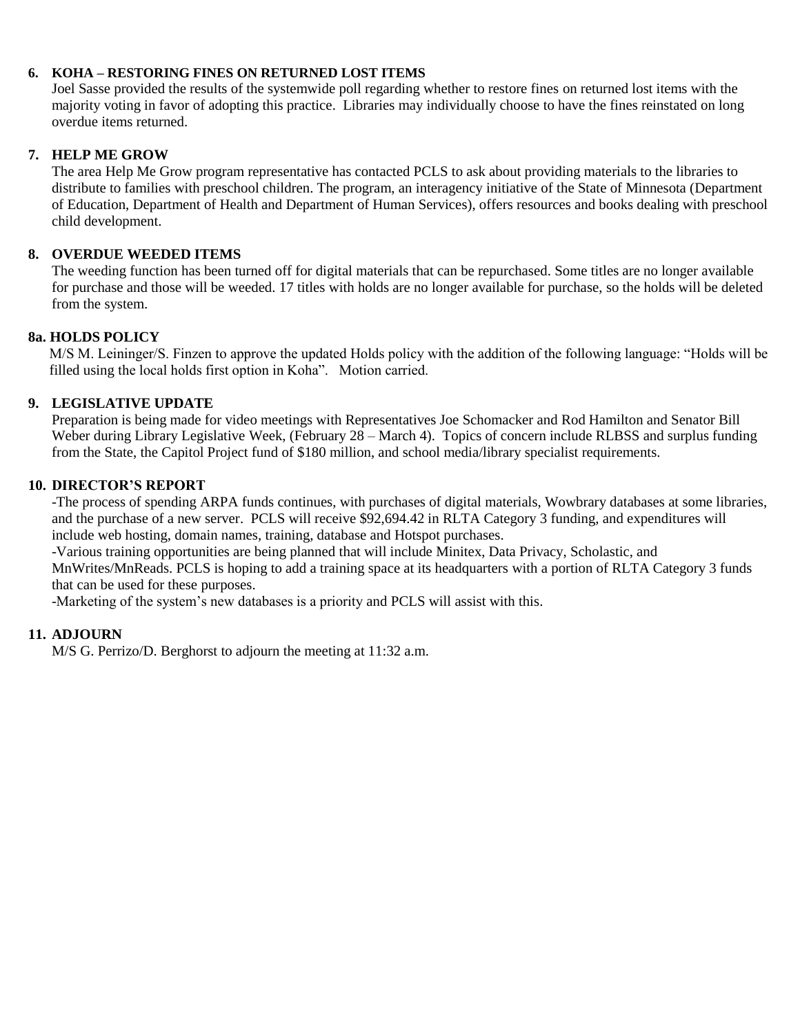**6. KOHA – RESTORING FINES ON RETURNED LOST ITEMS**

Joel Sasse provided the results of the systemwide poll regarding whether to restore fines on returned lost items with the majority voting in favor of adopting this practice. Libraries may individually choose to have the fines reinstated on long overdue items returned.

**7. HELP ME GROW**

The area Help Me Grow program representative has contacted PCLS to ask about providing materials to the libraries to distribute to families with preschool children. The program, an interagency initiative of the State of Minnesota (Department of Education, Department of Health and Department of Human Services), offers resources and books dealing with preschool child development.

**8. OVERDUE WEEDED ITEMS**

The weeding function has been turned off for digital materials that can be repurchased. Some titles are no longer available for purchase and those will be weeded. 17 titles with holds are no longer available for purchase, so the holds will be deleted from the system.

**8a. HOLDS POLICY**

M/S M. Leininger/S. Finzen to approve the updated Holds policy with the addition of the following language: "Holds will be filled using the local holds first option in Koha". Motion carried.

**9. LEGISLATIVE UPDATE**

Preparation is being made for video meetings with Representatives Joe Schomacker and Rod Hamilton and Senator Bill Weber during Library Legislative Week, (February 28 – March 4). Topics of concern include RLBSS and surplus funding from the State, the Capitol Project fund of $180 million, and school media/library specialist requirements.

**10. DIRECTOR'S REPORT**

-The process of spending ARPA funds continues, with purchases of digital materials, Wowbrary databases at some libraries, and the purchase of a new server. PCLS will receive $92,694.42 in RLTA Category 3 funding, and expenditures will include web hosting, domain names, training, database and Hotspot purchases.

-Various training opportunities are being planned that will include Minitex, Data Privacy, Scholastic, and MnWrites/MnReads. PCLS is hoping to add a training space at its headquarters with a portion of RLTA Category 3 funds that can be used for these purposes.

-Marketing of the system's new databases is a priority and PCLS will assist with this.

**11. ADJOURN**

M/S G. Perrizo/D. Berghorst to adjourn the meeting at 11:32 a.m.